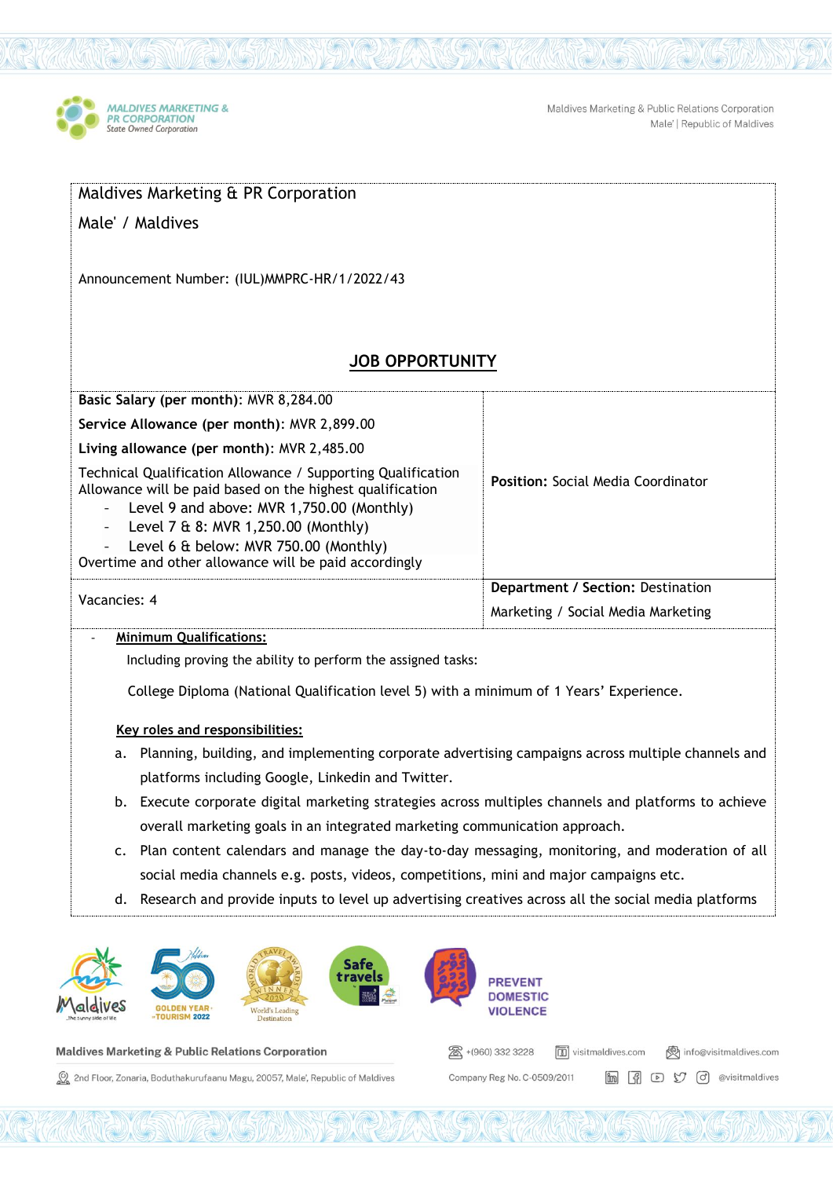Maldives Marketing & PR Corporation

Male' / Maldives

Announcement Number: (IUL)MMPRC-HR/1/2022/43

## JOB OPPORTUNITY

| | |
|---|---|
| **Basic Salary (per month)**: MVR 8,284.00<br>**Service Allowance (per month)**: MVR 2,899.00<br>**Living allowance (per month)**: MVR 2,485.00<br>Technical Qualification Allowance / Supporting Qualification Allowance will be paid based on the highest qualification<br>- Level 9 and above: MVR 1,750.00 (Monthly)<br>- Level 7 & 8: MVR 1,250.00 (Monthly)<br>- Level 6 & below: MVR 750.00 (Monthly)<br>Overtime and other allowance will be paid accordingly | **Position:** Social Media Coordinator |
| Vacancies: 4 | **Department / Section:** Destination Marketing / Social Media Marketing |

- **Minimum Qualifications:**

  Including proving the ability to perform the assigned tasks:

  College Diploma (National Qualification level 5) with a minimum of 1 Years' Experience.

**Key roles and responsibilities:**

a. Planning, building, and implementing corporate advertising campaigns across multiple channels and platforms including Google, Linkedin and Twitter.

b. Execute corporate digital marketing strategies across multiples channels and platforms to achieve overall marketing goals in an integrated marketing communication approach.

c. Plan content calendars and manage the day-to-day messaging, monitoring, and moderation of all social media channels e.g. posts, videos, competitions, mini and major campaigns etc.

d. Research and provide inputs to level up advertising creatives across all the social media platforms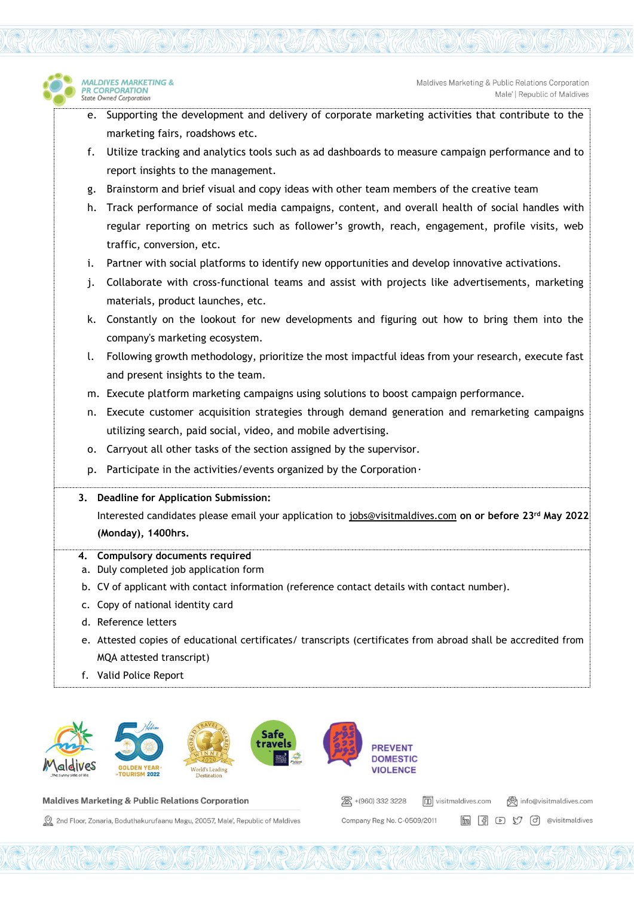e. Supporting the development and delivery of corporate marketing activities that contribute to the marketing fairs, roadshows etc.
f. Utilize tracking and analytics tools such as ad dashboards to measure campaign performance and to report insights to the management.
g. Brainstorm and brief visual and copy ideas with other team members of the creative team
h. Track performance of social media campaigns, content, and overall health of social handles with regular reporting on metrics such as follower's growth, reach, engagement, profile visits, web traffic, conversion, etc.
i. Partner with social platforms to identify new opportunities and develop innovative activations.
j. Collaborate with cross-functional teams and assist with projects like advertisements, marketing materials, product launches, etc.
k. Constantly on the lookout for new developments and figuring out how to bring them into the company's marketing ecosystem.
l. Following growth methodology, prioritize the most impactful ideas from your research, execute fast and present insights to the team.
m. Execute platform marketing campaigns using solutions to boost campaign performance.
n. Execute customer acquisition strategies through demand generation and remarketing campaigns utilizing search, paid social, video, and mobile advertising.
o. Carryout all other tasks of the section assigned by the supervisor.
p. Participate in the activities/events organized by the Corporation.

**3. Deadline for Application Submission:**

Interested candidates please email your application to jobs@visitmaldives.com **on or before 23rd May 2022 (Monday), 1400hrs.**

**4. Compulsory documents required**

a. Duly completed job application form
b. CV of applicant with contact information (reference contact details with contact number).
c. Copy of national identity card
d. Reference letters
e. Attested copies of educational certificates/ transcripts (certificates from abroad shall be accredited from MQA attested transcript)
f. Valid Police Report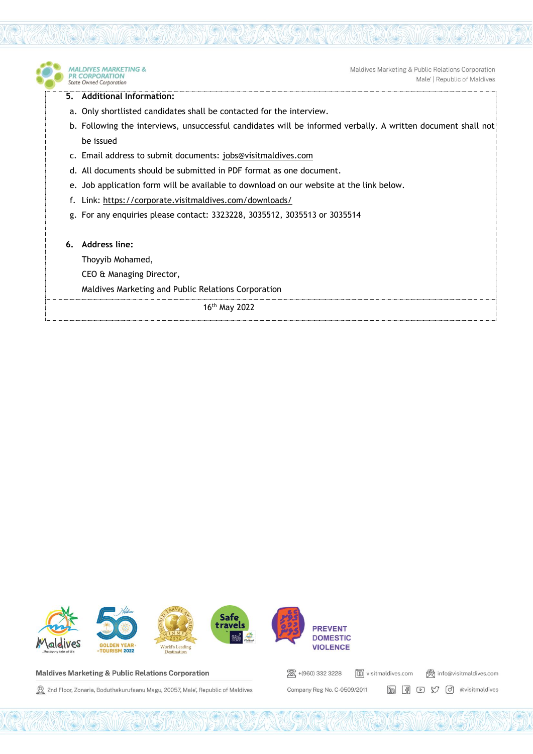5. **Additional Information:**

a. Only shortlisted candidates shall be contacted for the interview.

b. Following the interviews, unsuccessful candidates will be informed verbally. A written document shall not be issued

c. Email address to submit documents: jobs@visitmaldives.com

d. All documents should be submitted in PDF format as one document.

e. Job application form will be available to download on our website at the link below.

f. Link: https://corporate.visitmaldives.com/downloads/

g. For any enquiries please contact: 3323228, 3035512, 3035513 or 3035514

6. **Address line:**

Thoyyib Mohamed,
CEO & Managing Director,
Maldives Marketing and Public Relations Corporation

16th May 2022